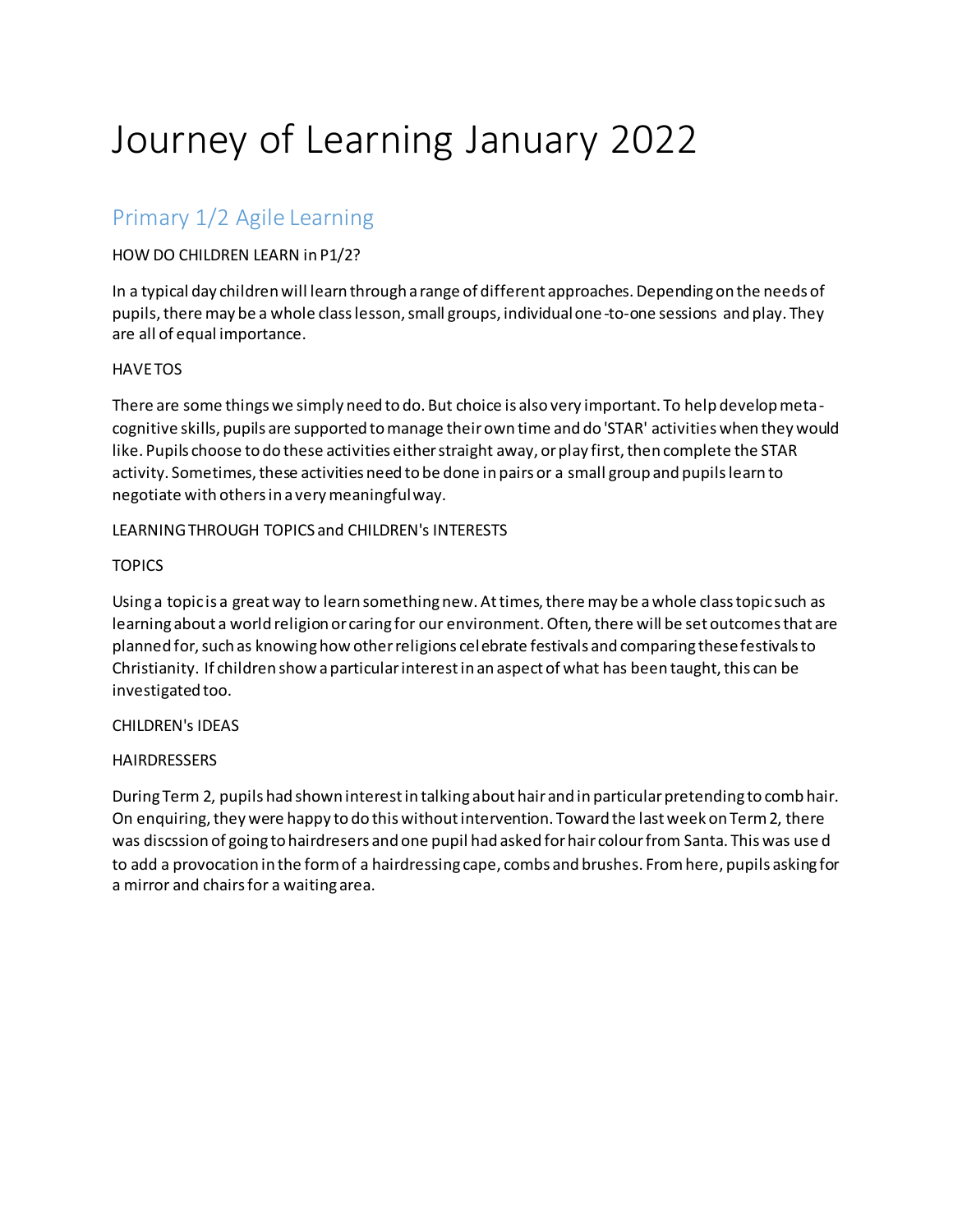# Journey of Learning January 2022

## Primary 1/2 Agile Learning

HOW DO CHILDREN LEARN in P1/2?

In a typical day children will learn through a range of different approaches. Depending on the needs of pupils, there may be a whole class lesson, small groups, individual one-to-one sessions and play. They are all of equal importance.

HAVE TOS

There are some things we simply need to do. But choice is also very important. To help develop meta-cognitive skills, pupils are supported to manage their own time and do 'STAR' activities when they would like. Pupils choose to do these activities either straight away, or play first, then complete the STAR activity. Sometimes, these activities need to be done in pairs or a small group and pupils learn to negotiate with others in a very meaningful way.

LEARNING THROUGH TOPICS and CHILDREN's INTERESTS

TOPICS

Using a topic is a great way to learn something new. At times, there may be a whole class topic such as learning about a world religion or caring for our environment. Often, there will be set outcomes that are planned for, such as knowing how other religions celebrate festivals and comparing these festivals to Christianity. If children show a particular interest in an aspect of what has been taught, this can be investigated too.

CHILDREN's IDEAS

HAIRDRESSERS

During Term 2, pupils had shown interest in talking about hair and in particular pretending to comb hair. On enquiring, they were happy to do this without intervention. Toward the last week on Term 2, there was discssion of going to hairdresers and one pupil had asked for hair colour from Santa. This was used to add a provocation in the form of a hairdressing cape, combs and brushes. From here, pupils asking for a mirror and chairs for a waiting area.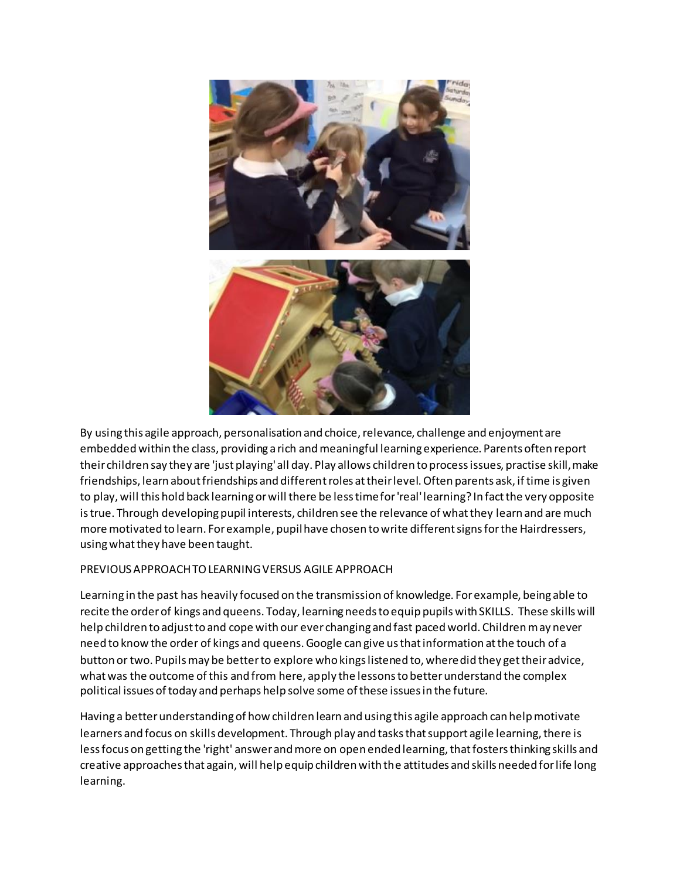By using this agile approach, personalisation and choice, relevance, challenge and enjoyment are embedded within the class, providing a rich and meaningful learning experience. Parents often report their children say they are 'just playing' all day. Play allows children to process issues, practise skill, make friendships, learn about friendships and different roles at their level. Often parents ask, if time is given to play, will this hold back learning or will there be less time for 'real' learning? In fact the very opposite is true. Through developing pupil interests, children see the relevance of what they learn and are much more motivated to learn. For example, pupil have chosen to write different signs for the Hairdressers, using what they have been taught.

PREVIOUS APPROACH TO LEARNING VERSUS AGILE APPROACH

Learning in the past has heavily focused on the transmission of knowledge. For example, being able to recite the order of kings and queens. Today, learning needs to equip pupils with SKILLS. These skills will help children to adjust to and cope with our ever changing and fast paced world. Children may never need to know the order of kings and queens. Google can give us that information at the touch of a button or two. Pupils may be better to explore who kings listened to, where did they get their advice, what was the outcome of this and from here, apply the lessons to better understand the complex political issues of today and perhaps help solve some of these issues in the future.

Having a better understanding of how children learn and using this agile approach can help motivate learners and focus on skills development. Through play and tasks that support agile learning, there is less focus on getting the 'right' answer and more on open ended learning, that fosters thinking skills and creative approaches that again, will help equip children with the attitudes and skills needed for life long learning.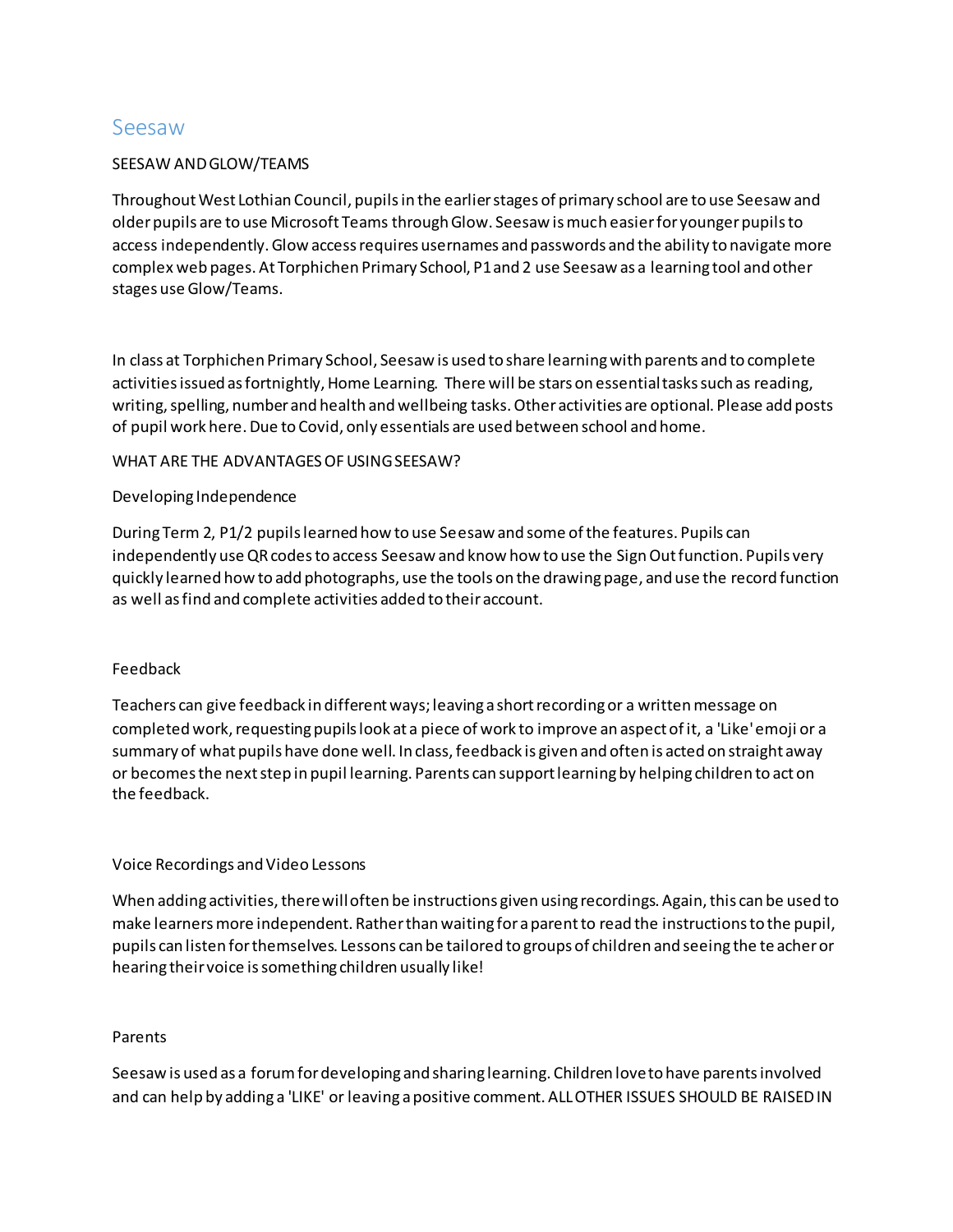# Seesaw

SEESAW AND GLOW/TEAMS

Throughout West Lothian Council, pupils in the earlier stages of primary school are to use Seesaw and older pupils are to use Microsoft Teams through Glow. Seesaw is much easier for younger pupils to access independently. Glow access requires usernames and passwords and the ability to navigate more complex web pages. At Torphichen Primary School, P1 and 2 use Seesaw as a learning tool and other stages use Glow/Teams.

In class at Torphichen Primary School, Seesaw is used to share learning with parents and to complete activities issued as fortnightly, Home Learning. There will be stars on essential tasks such as reading, writing, spelling, number and health and wellbeing tasks. Other activities are optional. Please add posts of pupil work here. Due to Covid, only essentials are used between school and home.

WHAT ARE THE ADVANTAGES OF USING SEESAW?

Developing Independence

During Term 2, P1/2 pupils learned how to use Seesaw and some of the features. Pupils can independently use QR codes to access Seesaw and know how to use the Sign Out function. Pupils very quickly learned how to add photographs, use the tools on the drawing page, and use the record function as well as find and complete activities added to their account.

Feedback

Teachers can give feedback in different ways; leaving a short recording or a written message on completed work, requesting pupils look at a piece of work to improve an aspect of it, a 'Like' emoji or a summary of what pupils have done well. In class, feedback is given and often is acted on straight away or becomes the next step in pupil learning. Parents can support learning by helping children to act on the feedback.

Voice Recordings and Video Lessons

When adding activities, there will often be instructions given using recordings. Again, this can be used to make learners more independent. Rather than waiting for a parent to read the instructions to the pupil, pupils can listen for themselves. Lessons can be tailored to groups of children and seeing the teacher or hearing their voice is something children usually like!

Parents

Seesaw is used as a forum for developing and sharing learning. Children love to have parents involved and can help by adding a 'LIKE' or leaving a positive comment. ALL OTHER ISSUES SHOULD BE RAISED IN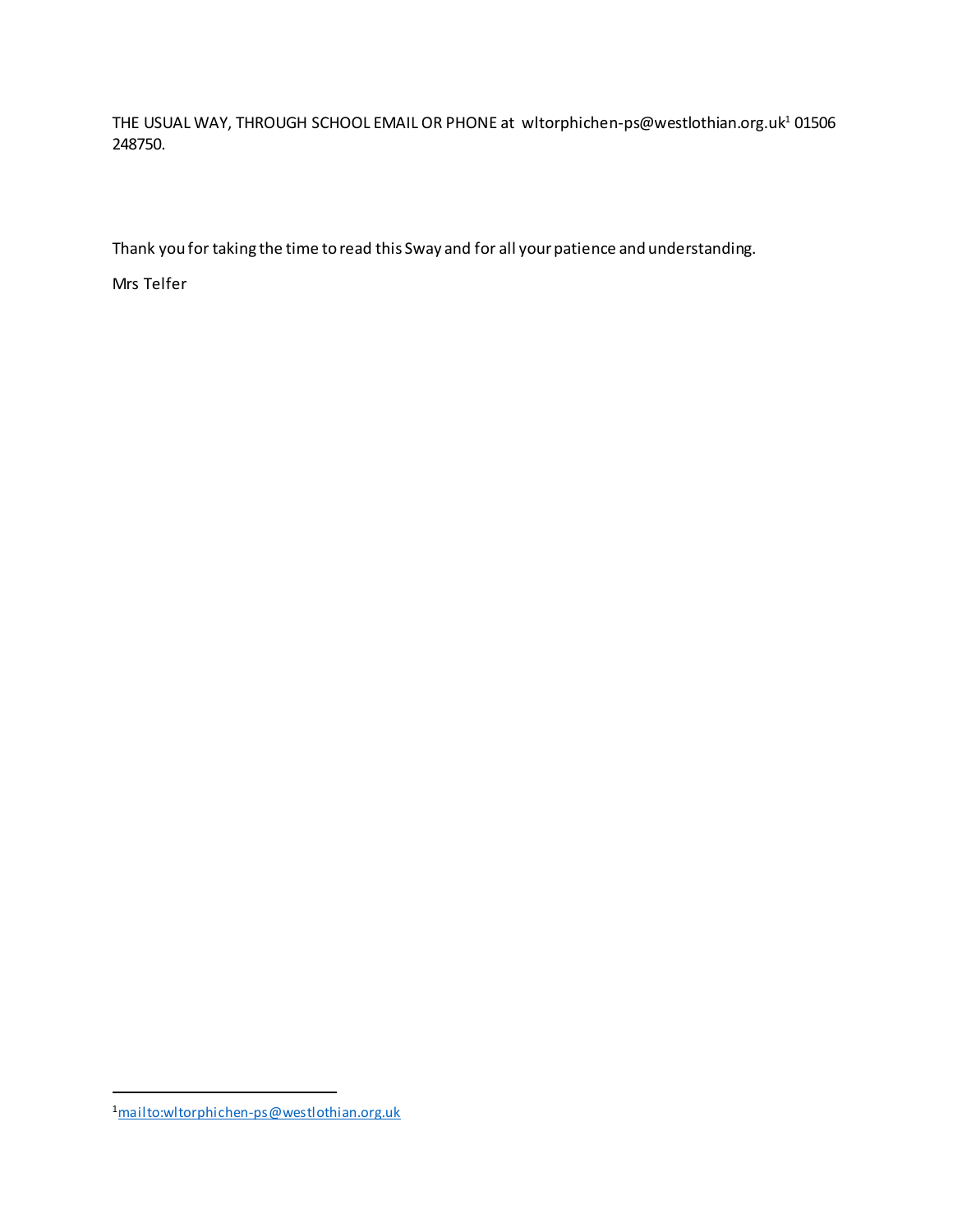THE USUAL WAY, THROUGH SCHOOL EMAIL OR PHONE at wltorphichen-ps@westlothian.org.uk[1] 01506 248750.

Thank you for taking the time to read this Sway and for all your patience and understanding.

Mrs Telfer

---

[1] mailto:wltorphichen-ps@westlothian.org.uk